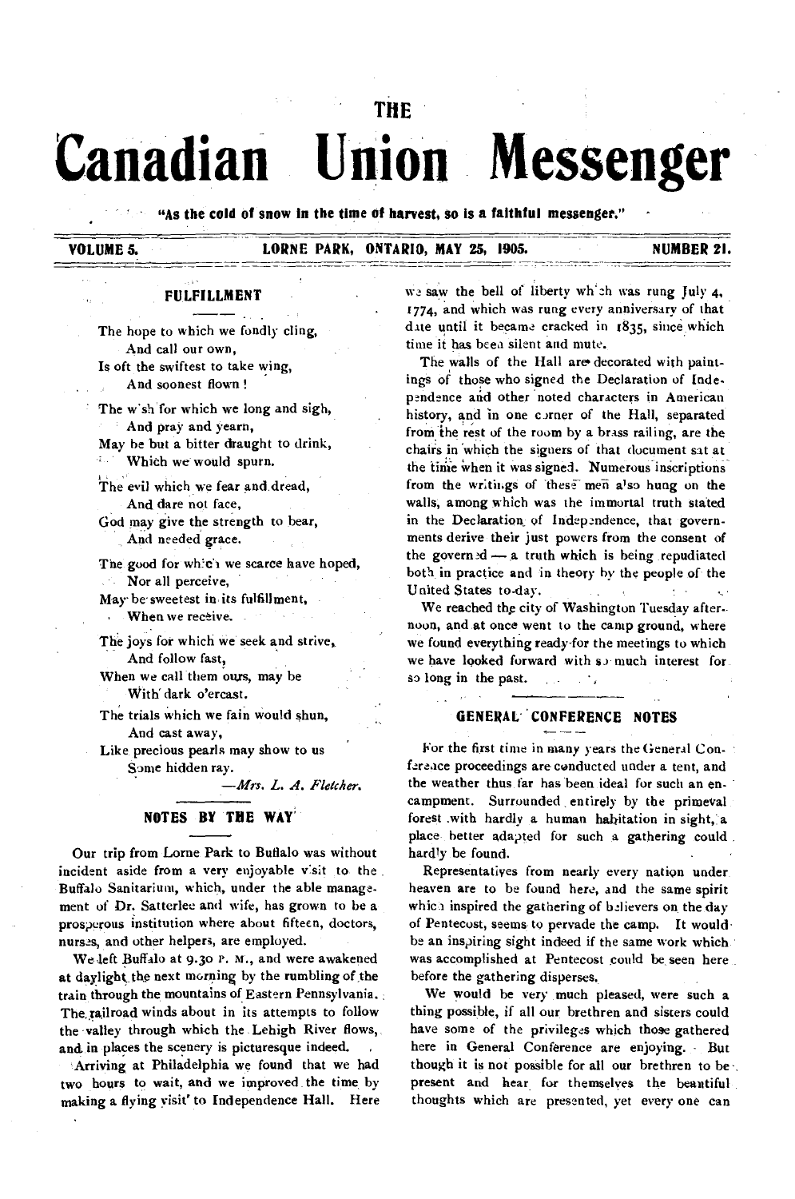# THE Canadian Union Messenger

"As the cold of snow in the time of harvest, so is a faithful messenger."

VOLUME 5. LORNE PARK, ONTARIO, MAY 25, 1905. NUMBER 21.

## FULFILLMENT

The hope to which we fondly cling,
And call our own,
Is oft the swiftest to take wing,
And soonest flown!

The wish for which we long and sigh,
And pray and yearn,
May be but a bitter draught to drink,
Which we would spurn.

The evil which we fear and dread,
And dare not face,
God may give the strength to bear,
And needed grace.

The good for which we scarce have hoped,
Nor all perceive,
May be sweetest in its fulfillment,
When we receive.

The joys for which we seek and strive,
And follow fast,
When we call them ours, may be
With dark o'ercast.

The trials which we fain would shun,
And cast away,
Like precious pearls may show to us
Some hidden ray.

*—Mrs. L. A. Fletcher.*

## NOTES BY THE WAY

Our trip from Lorne Park to Buffalo was without incident aside from a very enjoyable visit to the Buffalo Sanitarium, which, under the able management of Dr. Satterlee and wife, has grown to be a prosperous institution where about fifteen, doctors, nurses, and other helpers, are employed.

We left Buffalo at 9.30 P. M., and were awakened at daylight the next morning by the rumbling of the train through the mountains of Eastern Pennsylvania. The railroad winds about in its attempts to follow the valley through which the Lehigh River flows, and in places the scenery is picturesque indeed.

Arriving at Philadelphia we found that we had two hours to wait, and we improved the time by making a flying visit to Independence Hall. Here we saw the bell of liberty which was rung July 4, 1774, and which was rung every anniversary of that date until it became cracked in 1835, since which time it has been silent and mute.

The walls of the Hall are decorated with paintings of those who signed the Declaration of Independence and other noted characters in American history, and in one corner of the Hall, separated from the rest of the room by a brass railing, are the chairs in which the signers of that document sat at the time when it was signed. Numerous inscriptions from the writings of these men also hung on the walls, among which was the immortal truth stated in the Declaration of Independence, that governments derive their just powers from the consent of the governed — a truth which is being repudiated both in practice and in theory by the people of the United States to-day.

We reached the city of Washington Tuesday afternoon, and at once went to the camp ground, where we found everything ready for the meetings to which we have looked forward with so much interest for so long in the past.

## GENERAL CONFERENCE NOTES

For the first time in many years the General Conference proceedings are conducted under a tent, and the weather thus far has been ideal for such an encampment. Surrounded entirely by the primeval forest with hardly a human habitation in sight, a place better adapted for such a gathering could hardly be found.

Representatives from nearly every nation under heaven are to be found here, and the same spirit which inspired the gathering of believers on the day of Pentecost, seems to pervade the camp. It would be an inspiring sight indeed if the same work which was accomplished at Pentecost could be seen here before the gathering disperses.

We would be very much pleased, were such a thing possible, if all our brethren and sisters could have some of the privileges which those gathered here in General Conference are enjoying. But though it is not possible for all our brethren to be present and hear for themselves the beautiful thoughts which are presented, yet every one can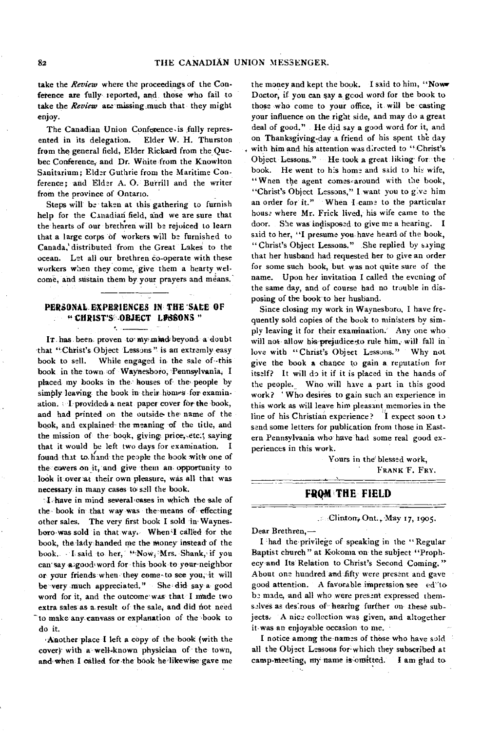take the *Review* where the proceedings of the Conference are fully reported, and those who fail to take the *Review* are missing much that they might enjoy.

The Canadian Union Conference is fully represented in its delegation. Elder W. H. Thurston from the general field, Elder Rickard from the Quebec Conference, and Dr. White from the Knowlton Sanitarium; Elder Guthrie from the Maritime Conference; and Elder A. O. Burrill and the writer from the province of Ontario.

Steps will be taken at this gathering to furnish help for the Canadian field, and we are sure that the hearts of our brethren will be rejoiced to learn that a large corps of workers will be furnished to Canada, distributed from the Great Lakes to the ocean. Let all our brethren co-operate with these workers when they come, give them a hearty welcome, and sustain them by your prayers and means.

## PERSONAL EXPERIENCES IN THE SALE OF "CHRIST'S OBJECT LESSONS"

It has been proven to my mind beyond a doubt that "Christ's Object Lessons" is an extremly easy book to sell. While engaged in the sale of this book in the town of Waynesboro, Pennsylvania, I placed my books in the houses of the people by simply leaving the book in their homes for examination. I provided a neat paper cover for the book, and had printed on the outside the name of the book, and explained the meaning of the title, and the mission of the book, giving price, etc.; saying that it would be left two days for examination. I found that to hand the people the book with one of the covers on it, and give them an opportunity to look it over at their own pleasure, was all that was necessary in many cases to sell the book.

I have in mind several cases in which the sale of the book in that way was the means of effecting other sales. The very first book I sold in Waynesboro was sold in that way. When I called for the book, the lady handed me the money instead of the book. I said to her, "Now, Mrs. Shank, if you can say a good word for this book to your neighbor or your friends when they come to see you, it will be very much appreciated." She did say a good word for it, and the outcome was that I made two extra sales as a result of the sale, and did not need to make any canvass or explanation of the book to do it.

Another place I left a copy of the book (with the cover) with a well-known physician of the town, and when I called for the book he likewise gave me the money and kept the book. I said to him, "Now Doctor, if you can say a good word for the book to those who come to your office, it will be casting your influence on the right side, and may do a great deal of good." He did say a good word for it, and on Thanksgiving-day a friend of his spent the day with him and his attention was directed to "Christ's Object Lessons." He took a great liking for the book. He went to his home and said to his wife, "When the agent comes around with the book, "Christ's Object Lessons," I want you to give him an order for it." When I came to the particular house where Mr. Frick lived, his wife came to the door. She was indisposed to give me a hearing. I said to her, "I presume you have heard of the book, "Christ's Object Lessons." She replied by saying that her husband had requested her to give an order for some such book, but was not quite sure of the name. Upon her invitation I called the evening of the same day, and of course had no trouble in disposing of the book to her husband.

Since closing my work in Waynesboro, I have frequently sold copies of the book to ministers by simply leaving it for their examination. Any one who will not allow his prejudice to rule him, will fall in love with "Christ's Object Lessons." Why not give the book a chance to gain a reputation for itself? It will do it if it is placed in the hands of the people. Who will have a part in this good work? Who desires to gain such an experience in this work as will leave him pleasant memories in the line of his Christian experience? I expect soon to send some letters for publication from those in Eastern Pennsylvania who have had some real good experiences in this work.

Yours in the blessed work,
FRANK F. FRY.

## FROM THE FIELD

Clinton, Ont., May 17, 1905.

Dear Brethren,—

I had the privilege of speaking in the "Regular Baptist church" at Kokoma on the subject "Prophecy and Its Relation to Christ's Second Coming." About one hundred and fifty were present and gave good attention. A favorable impression seemed to be made, and all who were present expressed themselves as desirous of hearing further on these subjects. A nice collection was given, and altogether it was an enjoyable occasion to me.

I notice among the names of those who have sold all the Object Lessons for which they subscribed at camp-meeting, my name is omitted. I am glad to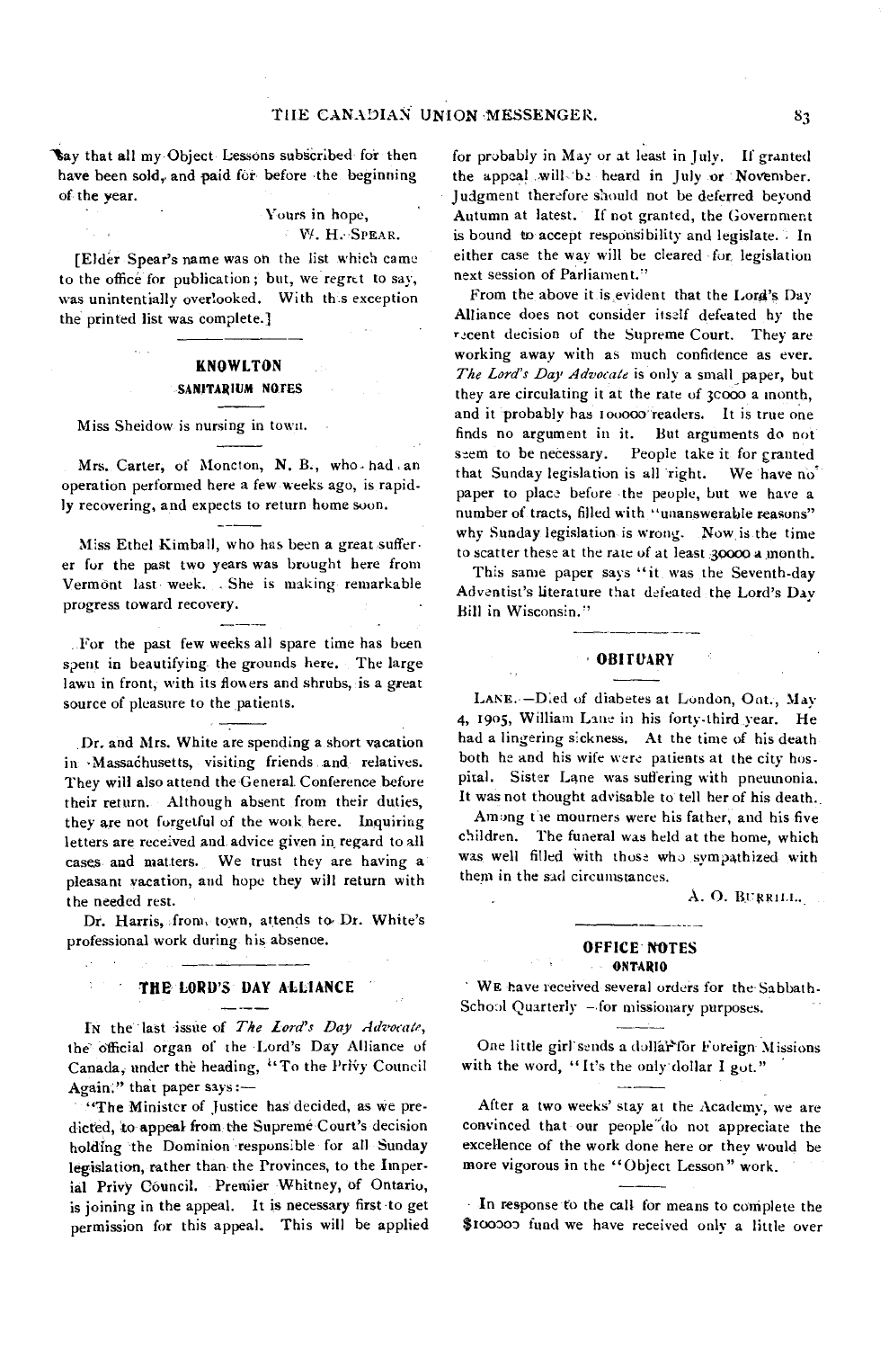say that all my Object Lessons subscribed for then have been sold, and paid for before the beginning of the year.

Yours in hope,

W. H. SPEAR.

[Elder Spear's name was on the list which came to the office for publication; but, we regret to say, was unintentially overlooked. With this exception the printed list was complete.]

## KNOWLTON

### SANITARIUM NOTES

Miss Sheidow is nursing in town.

Mrs. Carter, of Moncton, N. B., who had an operation performed here a few weeks ago, is rapidly recovering, and expects to return home soon.

Miss Ethel Kimball, who has been a great sufferer for the past two years was brought here from Vermont last week. She is making remarkable progress toward recovery.

For the past few weeks all spare time has been spent in beautifying the grounds here. The large lawn in front, with its flowers and shrubs, is a great source of pleasure to the patients.

Dr. and Mrs. White are spending a short vacation in Massachusetts, visiting friends and relatives. They will also attend the General Conference before their return. Although absent from their duties, they are not forgetful of the work here. Inquiring letters are received and advice given in regard to all cases and matters. We trust they are having a pleasant vacation, and hope they will return with the needed rest.

Dr. Harris, from town, attends to Dr. White's professional work during his absence.

## THE LORD'S DAY ALLIANCE

IN the last issue of *The Lord's Day Advocate*, the official organ of the Lord's Day Alliance of Canada, under the heading, "To the Privy Council Again," that paper says:—

"The Minister of Justice has decided, as we predicted, to appeal from the Supreme Court's decision holding the Dominion responsible for all Sunday legislation, rather than the Provinces, to the Imperial Privy Council. Premier Whitney, of Ontario, is joining in the appeal. It is necessary first to get permission for this appeal. This will be applied for probably in May or at least in July. If granted the appeal will be heard in July or November. Judgment therefore should not be deferred beyond Autumn at latest. If not granted, the Government is bound to accept responsibility and legislate. In either case the way will be cleared for legislation next session of Parliament."

From the above it is evident that the Lord's Day Alliance does not consider itself defeated by the recent decision of the Supreme Court. They are working away with as much confidence as ever. *The Lord's Day Advocate* is only a small paper, but they are circulating it at the rate of 30000 a month, and it probably has 100000 readers. It is true one finds no argument in it. But arguments do not seem to be necessary. People take it for granted that Sunday legislation is all right. We have no paper to place before the people, but we have a number of tracts, filled with "unanswerable reasons" why Sunday legislation is wrong. Now is the time to scatter these at the rate of at least 30000 a month.

This same paper says "it was the Seventh-day Adventist's literature that defeated the Lord's Day Bill in Wisconsin."

## OBITUARY

LANE.—Died of diabetes at London, Ont., May 4, 1905, William Lane in his forty-third year. He had a lingering sickness. At the time of his death both he and his wife were patients at the city hospital. Sister Lane was suffering with pneumonia. It was not thought advisable to tell her of his death.

Among the mourners were his father, and his five children. The funeral was held at the home, which was well filled with those who sympathized with them in the sad circumstances.

A. O. BURRILL.

## OFFICE NOTES

### ONTARIO

WE have received several orders for the Sabbath-School Quarterly —for missionary purposes.

One little girl sends a dollar for Foreign Missions with the word, "It's the only dollar I got."

After a two weeks' stay at the Academy, we are convinced that our people do not appreciate the excellence of the work done here or they would be more vigorous in the "Object Lesson" work.

In response to the call for means to complete the $100000 fund we have received only a little over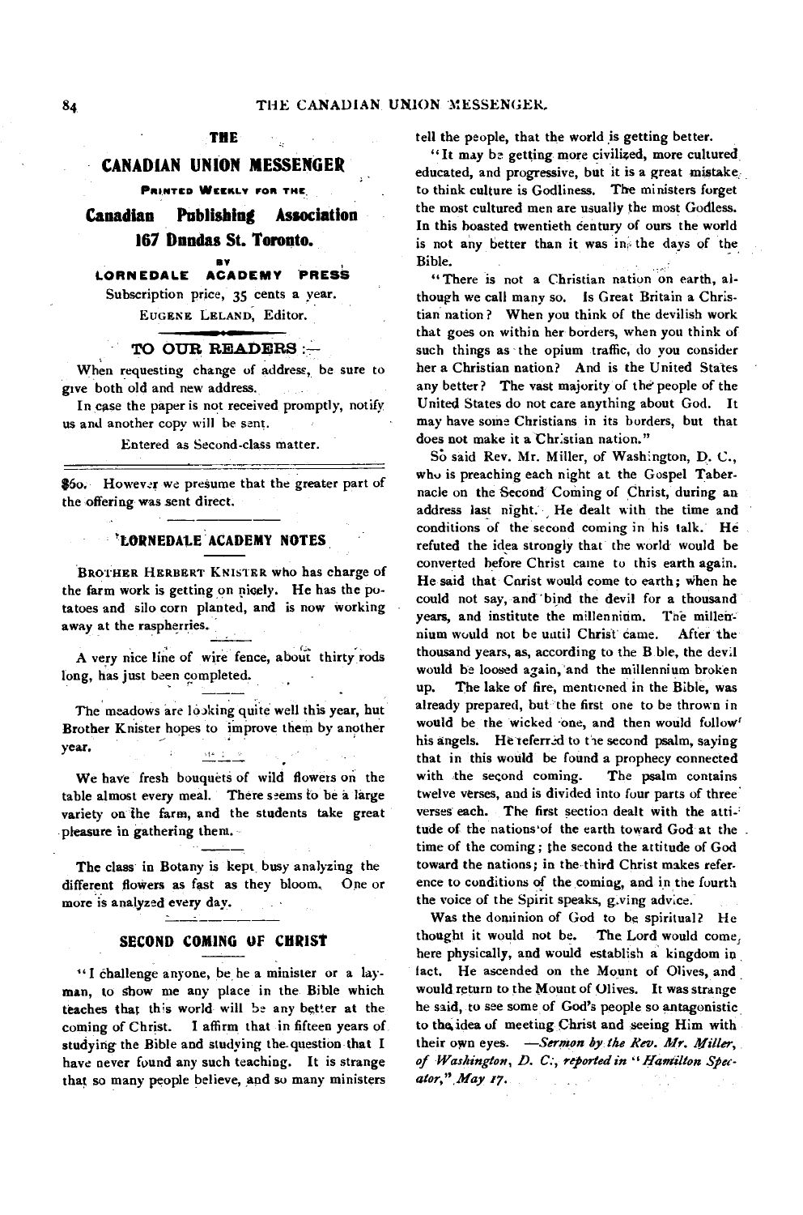## THE

# CANADIAN UNION MESSENGER

**PRINTED WEEKLY FOR THE**

## Canadian Publishing Association

## 167 Dundas St. Toronto.

BY

**LORNEDALE ACADEMY PRESS**

Subscription price, 35 cents a year.

EUGENE LELAND, Editor.

### TO OUR READERS :—

When requesting change of address, be sure to give both old and new address.

In case the paper is not received promptly, notify us and another copy will be sent.

Entered as Second-class matter.

---

$60. However we presume that the greater part of the offering was sent direct.

## LORNEDALE ACADEMY NOTES

BROTHER HERBERT KNISTER who has charge of the farm work is getting on nicely. He has the potatoes and silo corn planted, and is now working away at the raspberries.

A very nice line of wire fence, about thirty rods long, has just been completed.

The meadows are looking quite well this year, but Brother Knister hopes to improve them by another year.

We have fresh bouquets of wild flowers on the table almost every meal. There seems to be a large variety on the farm, and the students take great pleasure in gathering them.

The class in Botany is kept busy analyzing the different flowers as fast as they bloom. One or more is analyzed every day.

## SECOND COMING OF CHRIST

"I challenge anyone, be he a minister or a layman, to show me any place in the Bible which teaches that this world will be any better at the coming of Christ. I affirm that in fifteen years of studying the Bible and studying the question that I have never found any such teaching. It is strange that so many people believe, and so many ministers tell the people, that the world is getting better.

"It may be getting more civilized, more cultured educated, and progressive, but it is a great mistake to think culture is Godliness. The ministers forget the most cultured men are usually the most Godless. In this boasted twentieth century of ours the world is not any better than it was in the days of the Bible.

"There is not a Christian nation on earth, although we call many so. Is Great Britain a Christian nation? When you think of the devilish work that goes on within her borders, when you think of such things as the opium traffic, do you consider her a Christian nation? And is the United States any better? The vast majority of the people of the United States do not care anything about God. It may have some Christians in its borders, but that does not make it a Christian nation."

So said Rev. Mr. Miller, of Washington, D. C., who is preaching each night at the Gospel Tabernacle on the Second Coming of Christ, during an address last night. He dealt with the time and conditions of the second coming in his talk. He refuted the idea strongly that the world would be converted before Christ came to this earth again. He said that Christ would come to earth; when he could not say, and bind the devil for a thousand years, and institute the millennium. The millennium would not be until Christ came. After the thousand years, as, according to the Bible, the devil would be loosed again, and the millennium broken up. The lake of fire, mentioned in the Bible, was already prepared, but the first one to be thrown in would be the wicked one, and then would follow his angels. He referred to the second psalm, saying that in this would be found a prophecy connected with the second coming. The psalm contains twelve verses, and is divided into four parts of three verses each. The first section dealt with the attitude of the nations of the earth toward God at the time of the coming; the second the attitude of God toward the nations; in the third Christ makes reference to conditions of the coming, and in the fourth the voice of the Spirit speaks, giving advice.

Was the dominion of God to be spiritual? He thought it would not be. The Lord would come, here physically, and would establish a kingdom in fact. He ascended on the Mount of Olives, and would return to the Mount of Olives. It was strange he said, to see some of God's people so antagonistic to the idea of meeting Christ and seeing Him with their own eyes. —*Sermon by the Rev. Mr. Miller, of Washington, D. C., reported in "Hamilton Spectator," May 17.*